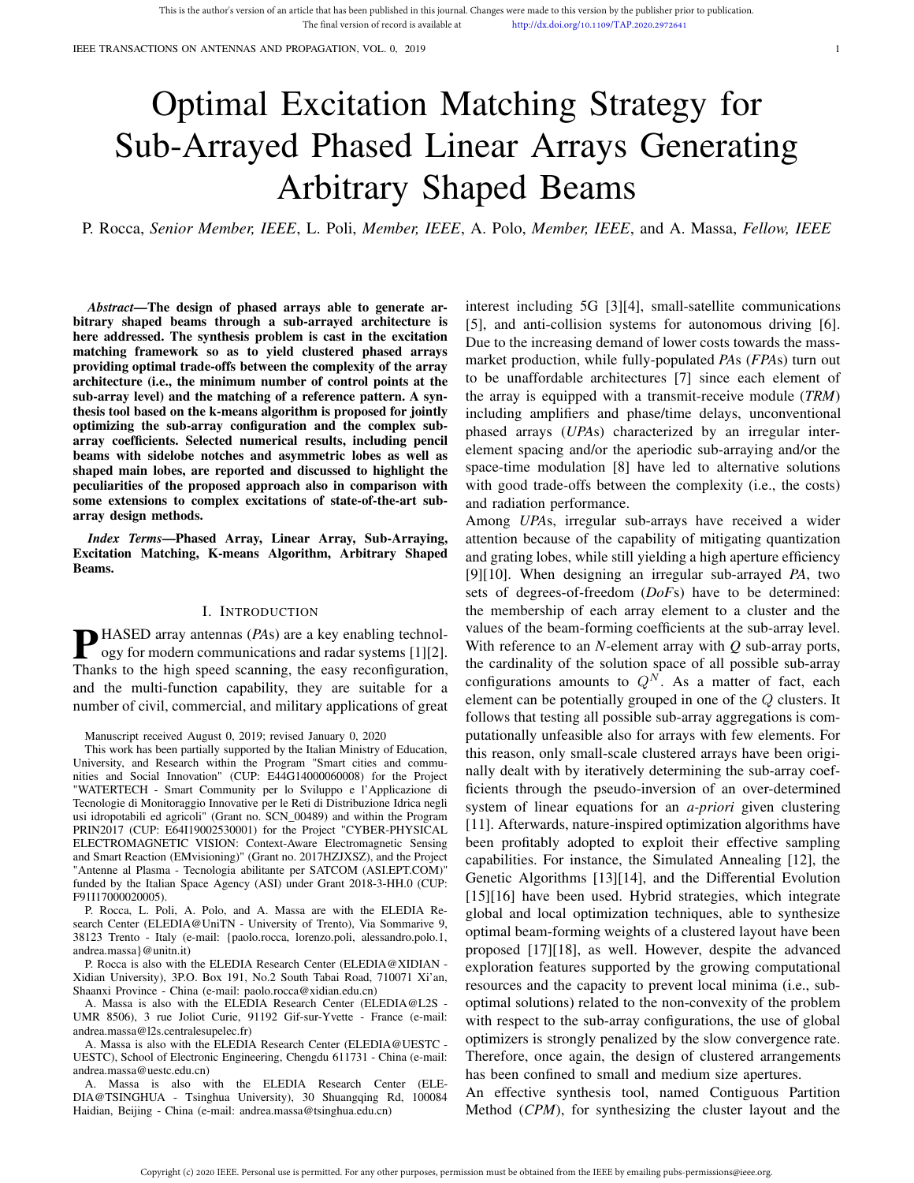This is the author's version of an article that has been published in this journal. Changes were made to this version by the publisher prior to publication.
The final version of record is available at http://dx.doi.org/10.1109/TAP.2020.2972641

# Optimal Excitation Matching Strategy for Sub-Arrayed Phased Linear Arrays Generating Arbitrary Shaped Beams

P. Rocca, *Senior Member, IEEE*, L. Poli, *Member, IEEE*, A. Polo, *Member, IEEE*, and A. Massa, *Fellow, IEEE*

***Abstract*—The design of phased arrays able to generate arbitrary shaped beams through a sub-arrayed architecture is here addressed. The synthesis problem is cast in the excitation matching framework so as to yield clustered phased arrays providing optimal trade-offs between the complexity of the array architecture (i.e., the minimum number of control points at the sub-array level) and the matching of a reference pattern. A synthesis tool based on the k-means algorithm is proposed for jointly optimizing the sub-array configuration and the complex sub-array coefficients. Selected numerical results, including pencil beams with sidelobe notches and asymmetric lobes as well as shaped main lobes, are reported and discussed to highlight the peculiarities of the proposed approach also in comparison with some extensions to complex excitations of state-of-the-art sub-array design methods.**

***Index Terms*—Phased Array, Linear Array, Sub-Arraying, Excitation Matching, K-means Algorithm, Arbitrary Shaped Beams.**

## I. Introduction

PHASED array antennas (*PA*s) are a key enabling technology for modern communications and radar systems [1][2]. Thanks to the high speed scanning, the easy reconfiguration, and the multi-function capability, they are suitable for a number of civil, commercial, and military applications of great interest including 5G [3][4], small-satellite communications [5], and anti-collision systems for autonomous driving [6]. Due to the increasing demand of lower costs towards the mass-market production, while fully-populated *PA*s (*FPA*s) turn out to be unaffordable architectures [7] since each element of the array is equipped with a transmit-receive module (*TRM*) including amplifiers and phase/time delays, unconventional phased arrays (*UPA*s) characterized by an irregular inter-element spacing and/or the aperiodic sub-arraying and/or the space-time modulation [8] have led to alternative solutions with good trade-offs between the complexity (i.e., the costs) and radiation performance.

Among *UPA*s, irregular sub-arrays have received a wider attention because of the capability of mitigating quantization and grating lobes, while still yielding a high aperture efficiency [9][10]. When designing an irregular sub-arrayed *PA*, two sets of degrees-of-freedom (*DoF*s) have to be determined: the membership of each array element to a cluster and the values of the beam-forming coefficients at the sub-array level. With reference to an $N$-element array with $Q$ sub-array ports, the cardinality of the solution space of all possible sub-array configurations amounts to $Q^N$. As a matter of fact, each element can be potentially grouped in one of the $Q$ clusters. It follows that testing all possible sub-array aggregations is computationally unfeasible also for arrays with few elements. For this reason, only small-scale clustered arrays have been originally dealt with by iteratively determining the sub-array coefficients through the pseudo-inversion of an over-determined system of linear equations for an *a-priori* given clustering [11]. Afterwards, nature-inspired optimization algorithms have been profitably adopted to exploit their effective sampling capabilities. For instance, the Simulated Annealing [12], the Genetic Algorithms [13][14], and the Differential Evolution [15][16] have been used. Hybrid strategies, which integrate global and local optimization techniques, able to synthesize optimal beam-forming weights of a clustered layout have been proposed [17][18], as well. However, despite the advanced exploration features supported by the growing computational resources and the capacity to prevent local minima (i.e., sub-optimal solutions) related to the non-convexity of the problem with respect to the sub-array configurations, the use of global optimizers is strongly penalized by the slow convergence rate. Therefore, once again, the design of clustered arrangements has been confined to small and medium size apertures.

An effective synthesis tool, named Contiguous Partition Method (*CPM*), for synthesizing the cluster layout and the

Manuscript received August 0, 2019; revised January 0, 2020

This work has been partially supported by the Italian Ministry of Education, University, and Research within the Program "Smart cities and communities and Social Innovation" (CUP: E44G14000060008) for the Project "WATERTECH - Smart Community per lo Sviluppo e l'Applicazione di Tecnologie di Monitoraggio Innovative per le Reti di Distribuzione Idrica negli usi idropotabili ed agricoli" (Grant no. SCN_00489) and within the Program PRIN2017 (CUP: E64I19002530001) for the Project "CYBER-PHYSICAL ELECTROMAGNETIC VISION: Context-Aware Electromagnetic Sensing and Smart Reaction (EMvisioning)" (Grant no. 2017HZJXSZ), and the Project "Antenne al Plasma - Tecnologia abilitante per SATCOM (ASI.EPT.COM)" funded by the Italian Space Agency (ASI) under Grant 2018-3-HH.0 (CUP: F91I17000020005).

P. Rocca, L. Poli, A. Polo, and A. Massa are with the ELEDIA Research Center (ELEDIA@UniTN - University of Trento), Via Sommarive 9, 38123 Trento - Italy (e-mail: {paolo.rocca, lorenzo.poli, alessandro.polo.1, andrea.massa}@unitn.it)

P. Rocca is also with the ELEDIA Research Center (ELEDIA@XIDIAN - Xidian University), 3P.O. Box 191, No.2 South Tabai Road, 710071 Xi'an, Shaanxi Province - China (e-mail: paolo.rocca@xidian.edu.cn)

A. Massa is also with the ELEDIA Research Center (ELEDIA@L2S - UMR 8506), 3 rue Joliot Curie, 91192 Gif-sur-Yvette - France (e-mail: andrea.massa@l2s.centralesupelec.fr)

A. Massa is also with the ELEDIA Research Center (ELEDIA@UESTC - UESTC), School of Electronic Engineering, Chengdu 611731 - China (e-mail: andrea.massa@uestc.edu.cn)

A. Massa is also with the ELEDIA Research Center (ELEDIA@TSINGHUA - Tsinghua University), 30 Shuangqing Rd, 100084 Haidian, Beijing - China (e-mail: andrea.massa@tsinghua.edu.cn)

Copyright (c) 2020 IEEE. Personal use is permitted. For any other purposes, permission must be obtained from the IEEE by emailing pubs-permissions@ieee.org.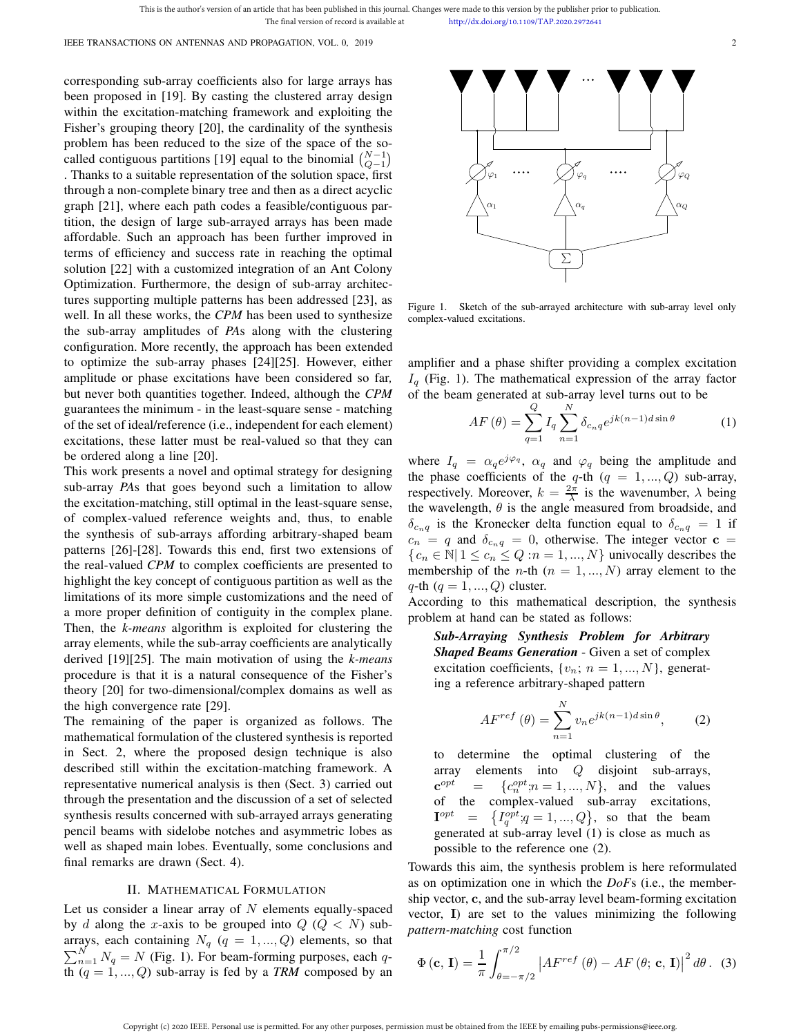corresponding sub-array coefficients also for large arrays has been proposed in [19]. By casting the clustered array design within the excitation-matching framework and exploiting the Fisher's grouping theory [20], the cardinality of the synthesis problem has been reduced to the size of the space of the so-called contiguous partitions [19] equal to the binomial $\binom{N-1}{Q-1}$ . Thanks to a suitable representation of the solution space, first through a non-complete binary tree and then as a direct acyclic graph [21], where each path codes a feasible/contiguous partition, the design of large sub-arrayed arrays has been made affordable. Such an approach has been further improved in terms of efficiency and success rate in reaching the optimal solution [22] with a customized integration of an Ant Colony Optimization. Furthermore, the design of sub-array architectures supporting multiple patterns has been addressed [23], as well. In all these works, the *CPM* has been used to synthesize the sub-array amplitudes of *PA*s along with the clustering configuration. More recently, the approach has been extended to optimize the sub-array phases [24][25]. However, either amplitude or phase excitations have been considered so far, but never both quantities together. Indeed, although the *CPM* guarantees the minimum - in the least-square sense - matching of the set of ideal/reference (i.e., independent for each element) excitations, these latter must be real-valued so that they can be ordered along a line [20].

This work presents a novel and optimal strategy for designing sub-array *PA*s that goes beyond such a limitation to allow the excitation-matching, still optimal in the least-square sense, of complex-valued reference weights and, thus, to enable the synthesis of sub-arrays affording arbitrary-shaped beam patterns [26]-[28]. Towards this end, first two extensions of the real-valued *CPM* to complex coefficients are presented to highlight the key concept of contiguous partition as well as the limitations of its more simple customizations and the need of a more proper definition of contiguity in the complex plane. Then, the *k-means* algorithm is exploited for clustering the array elements, while the sub-array coefficients are analytically derived [19][25]. The main motivation of using the *k-means* procedure is that it is a natural consequence of the Fisher's theory [20] for two-dimensional/complex domains as well as the high convergence rate [29].

The remaining of the paper is organized as follows. The mathematical formulation of the clustered synthesis is reported in Sect. 2, where the proposed design technique is also described still within the excitation-matching framework. A representative numerical analysis is then (Sect. 3) carried out through the presentation and the discussion of a set of selected synthesis results concerned with sub-arrayed arrays generating pencil beams with sidelobe notches and asymmetric lobes as well as shaped main lobes. Eventually, some conclusions and final remarks are drawn (Sect. 4).

## II. Mathematical Formulation

Let us consider a linear array of $N$ elements equally-spaced by $d$ along the $x$-axis to be grouped into $Q$ ($Q < N$) sub-arrays, each containing $N_q$ ($q = 1, ..., Q$) elements, so that $\sum_{n=1}^{N} N_q = N$ (Fig. 1). For beam-forming purposes, each $q$-th ($q = 1, ..., Q$) sub-array is fed by a *TRM* composed by an amplifier and a phase shifter providing a complex excitation $I_q$ (Fig. 1). The mathematical expression of the array factor of the beam generated at sub-array level turns out to be

Figure 1. Sketch of the sub-arrayed architecture with sub-array level only complex-valued excitations.

$$AF(\theta) = \sum_{q=1}^{Q} I_q \sum_{n=1}^{N} \delta_{c_n q} e^{jk(n-1)d\sin\theta} \qquad (1)$$

where $I_q = \alpha_q e^{j\varphi_q}$, $\alpha_q$ and $\varphi_q$ being the amplitude and the phase coefficients of the $q$-th ($q = 1, ..., Q$) sub-array, respectively. Moreover, $k = \frac{2\pi}{\lambda}$ is the wavenumber, $\lambda$ being the wavelength, $\theta$ is the angle measured from broadside, and $\delta_{c_n q}$ is the Kronecker delta function equal to $\delta_{c_n q} = 1$ if $c_n = q$ and $\delta_{c_n q} = 0$, otherwise. The integer vector $\mathbf{c} = \{c_n \in \mathbb{N} | 1 \leq c_n \leq Q : n = 1, ..., N\}$ univocally describes the membership of the $n$-th ($n = 1, ..., N$) array element to the $q$-th ($q = 1, ..., Q$) cluster.

According to this mathematical description, the synthesis problem at hand can be stated as follows:

> ***Sub-Arraying Synthesis Problem for Arbitrary Shaped Beams Generation*** - Given a set of complex excitation coefficients, $\{v_n;\, n = 1, ..., N\}$, generating a reference arbitrary-shaped pattern
>
> $$AF^{ref}(\theta) = \sum_{n=1}^{N} v_n e^{jk(n-1)d\sin\theta}, \qquad (2)$$
>
> to determine the optimal clustering of the array elements into $Q$ disjoint sub-arrays, $\mathbf{c}^{opt} = \{c_n^{opt}; n = 1, ..., N\}$, and the values of the complex-valued sub-array excitations, $\mathbf{I}^{opt} = \{I_q^{opt}; q = 1, ..., Q\}$, so that the beam generated at sub-array level (1) is close as much as possible to the reference one (2).

Towards this aim, the synthesis problem is here reformulated as on optimization one in which the *DoF*s (i.e., the membership vector, $\mathbf{c}$, and the sub-array level beam-forming excitation vector, $\mathbf{I}$) are set to the values minimizing the following *pattern-matching* cost function

$$\Phi(\mathbf{c}, \mathbf{I}) = \frac{1}{\pi} \int_{\theta=-\pi/2}^{\pi/2} \left| AF^{ref}(\theta) - AF(\theta; \mathbf{c}, \mathbf{I}) \right|^2 d\theta. \quad (3)$$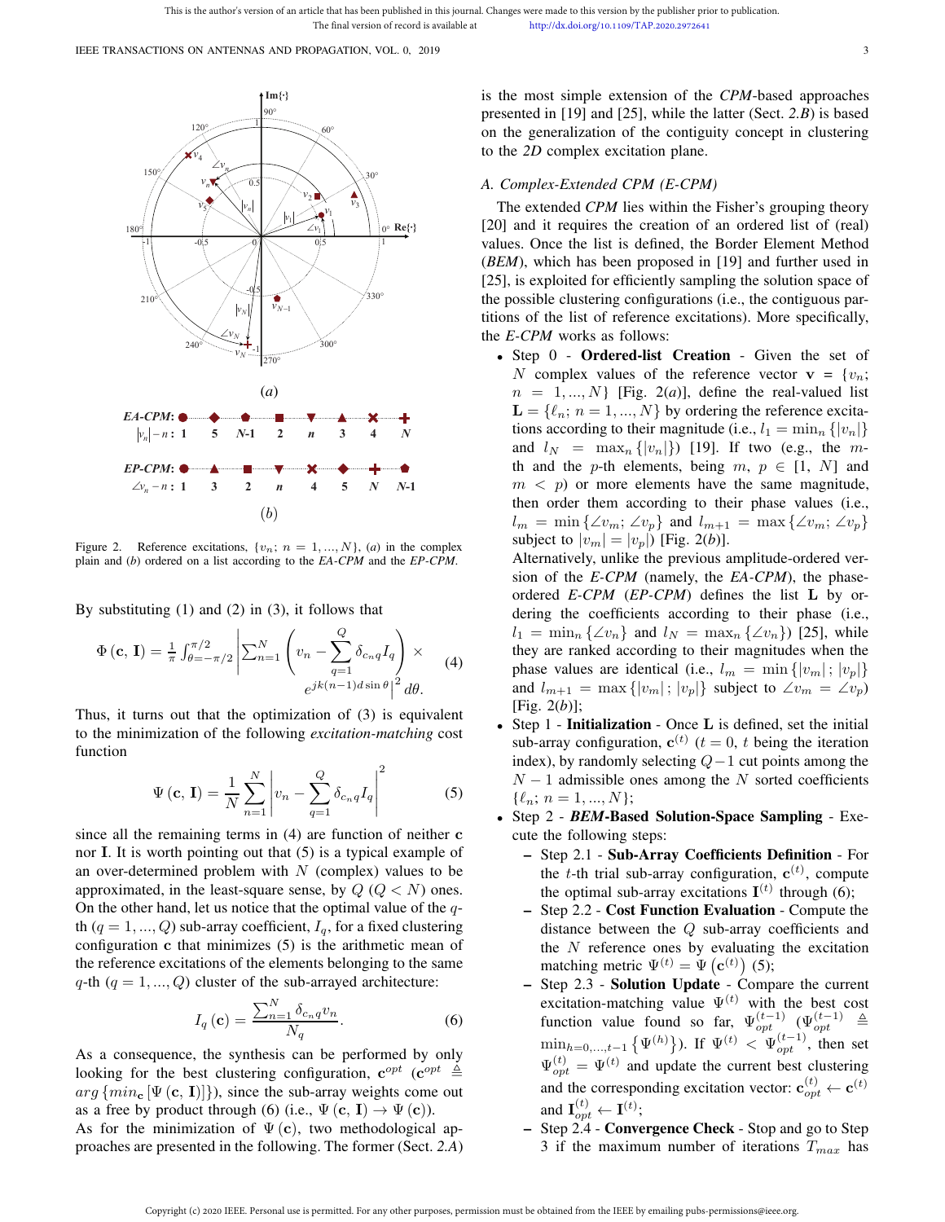Figure 2. Reference excitations, $\{v_n;\ n=1,...,N\}$, (*a*) in the complex plain and (*b*) ordered on a list according to the *EA-CPM* and the *EP-CPM*.

By substituting (1) and (2) in (3), it follows that

$$\Phi(\mathbf{c},\mathbf{I}) = \frac{1}{\pi}\int_{\theta=-\pi/2}^{\pi/2}\left|\sum_{n=1}^{N}\left(v_n - \sum_{q=1}^{Q}\delta_{c_n q} I_q\right)\times e^{jk(n-1)d\sin\theta}\right|^2 d\theta. \tag{4}$$

Thus, it turns out that the optimization of (3) is equivalent to the minimization of the following *excitation-matching* cost function

$$\Psi(\mathbf{c},\mathbf{I}) = \frac{1}{N}\sum_{n=1}^{N}\left|v_n - \sum_{q=1}^{Q}\delta_{c_n q} I_q\right|^2 \tag{5}$$

since all the remaining terms in (4) are function of neither $\mathbf{c}$ nor $\mathbf{I}$. It is worth pointing out that (5) is a typical example of an over-determined problem with $N$ (complex) values to be approximated, in the least-square sense, by $Q$ ($Q<N$) ones. On the other hand, let us notice that the optimal value of the $q$-th ($q=1,...,Q$) sub-array coefficient, $I_q$, for a fixed clustering configuration $\mathbf{c}$ that minimizes (5) is the arithmetic mean of the reference excitations of the elements belonging to the same $q$-th ($q=1,...,Q$) cluster of the sub-arrayed architecture:

$$I_q(\mathbf{c}) = \frac{\sum_{n=1}^{N}\delta_{c_n q} v_n}{N_q}. \tag{6}$$

As a consequence, the synthesis can be performed by only looking for the best clustering configuration, $\mathbf{c}^{opt}$ ($\mathbf{c}^{opt} \triangleq arg\left\{min_{\mathbf{c}}\left[\Psi(\mathbf{c},\mathbf{I})\right]\right\}$), since the sub-array weights come out as a free by product through (6) (i.e., $\Psi(\mathbf{c},\mathbf{I}) \rightarrow \Psi(\mathbf{c})$).

As for the minimization of $\Psi(\mathbf{c})$, two methodological approaches are presented in the following. The former (Sect. *2.A*) is the most simple extension of the *CPM*-based approaches presented in [19] and [25], while the latter (Sect. *2.B*) is based on the generalization of the contiguity concept in clustering to the *2D* complex excitation plane.

### *A. Complex-Extended CPM (E-CPM)*

The extended *CPM* lies within the Fisher's grouping theory [20] and it requires the creation of an ordered list of (real) values. Once the list is defined, the Border Element Method (*BEM*), which has been proposed in [19] and further used in [25], is exploited for efficiently sampling the solution space of the possible clustering configurations (i.e., the contiguous partitions of the list of reference excitations). More specifically, the *E-CPM* works as follows:

- Step 0 - **Ordered-list Creation** - Given the set of $N$ complex values of the reference vector $\mathbf{v}=\{v_n;\ n=1,...,N\}$ [Fig. 2(*a*)], define the real-valued list $\mathbf{L}=\{\ell_n;\ n=1,...,N\}$ by ordering the reference excitations according to their magnitude (i.e., $l_1 = \min_n\{|v_n|\}$ and $l_N = \max_n\{|v_n|\}$) [19]. If two (e.g., the $m$-th and the $p$-th elements, being $m,\ p\in[1,\ N]$ and $m<p$) or more elements have the same magnitude, then order them according to their phase values (i.e., $l_m = \min\{\angle v_m;\ \angle v_p\}$ and $l_{m+1} = \max\{\angle v_m;\ \angle v_p\}$ subject to $|v_m| = |v_p|$) [Fig. 2(*b*)].
  Alternatively, unlike the previous amplitude-ordered version of the *E-CPM* (namely, the *EA-CPM*), the phase-ordered *E-CPM* (*EP-CPM*) defines the list $\mathbf{L}$ by ordering the coefficients according to their phase (i.e., $l_1 = \min_n\{\angle v_n\}$ and $l_N = \max_n\{\angle v_n\}$) [25], while they are ranked according to their magnitudes when the phase values are identical (i.e., $l_m = \min\{|v_m|;\ |v_p|\}$ and $l_{m+1} = \max\{|v_m|;\ |v_p|\}$ subject to $\angle v_m = \angle v_p$) [Fig. 2(*b*)];
- Step 1 - **Initialization** - Once $\mathbf{L}$ is defined, set the initial sub-array configuration, $\mathbf{c}^{(t)}$ ($t=0$, $t$ being the iteration index), by randomly selecting $Q-1$ cut points among the $N-1$ admissible ones among the $N$ sorted coefficients $\{\ell_n;\ n=1,...,N\}$;
- Step 2 - ***BEM*-Based Solution-Space Sampling** - Execute the following steps:
  - Step 2.1 - **Sub-Array Coefficients Definition** - For the $t$-th trial sub-array configuration, $\mathbf{c}^{(t)}$, compute the optimal sub-array excitations $\mathbf{I}^{(t)}$ through (6);
  - Step 2.2 - **Cost Function Evaluation** - Compute the distance between the $Q$ sub-array coefficients and the $N$ reference ones by evaluating the excitation matching metric $\Psi^{(t)} = \Psi\left(\mathbf{c}^{(t)}\right)$ (5);
  - Step 2.3 - **Solution Update** - Compare the current excitation-matching value $\Psi^{(t)}$ with the best cost function value found so far, $\Psi_{opt}^{(t-1)}$ ($\Psi_{opt}^{(t-1)} \triangleq \min_{h=0,...,t-1}\left\{\Psi^{(h)}\right\}$). If $\Psi^{(t)} < \Psi_{opt}^{(t-1)}$, then set $\Psi_{opt}^{(t)} = \Psi^{(t)}$ and update the current best clustering and the corresponding excitation vector: $\mathbf{c}_{opt}^{(t)} \leftarrow \mathbf{c}^{(t)}$ and $\mathbf{I}_{opt}^{(t)} \leftarrow \mathbf{I}^{(t)}$;
  - Step 2.4 - **Convergence Check** - Stop and go to Step 3 if the maximum number of iterations $T_{max}$ has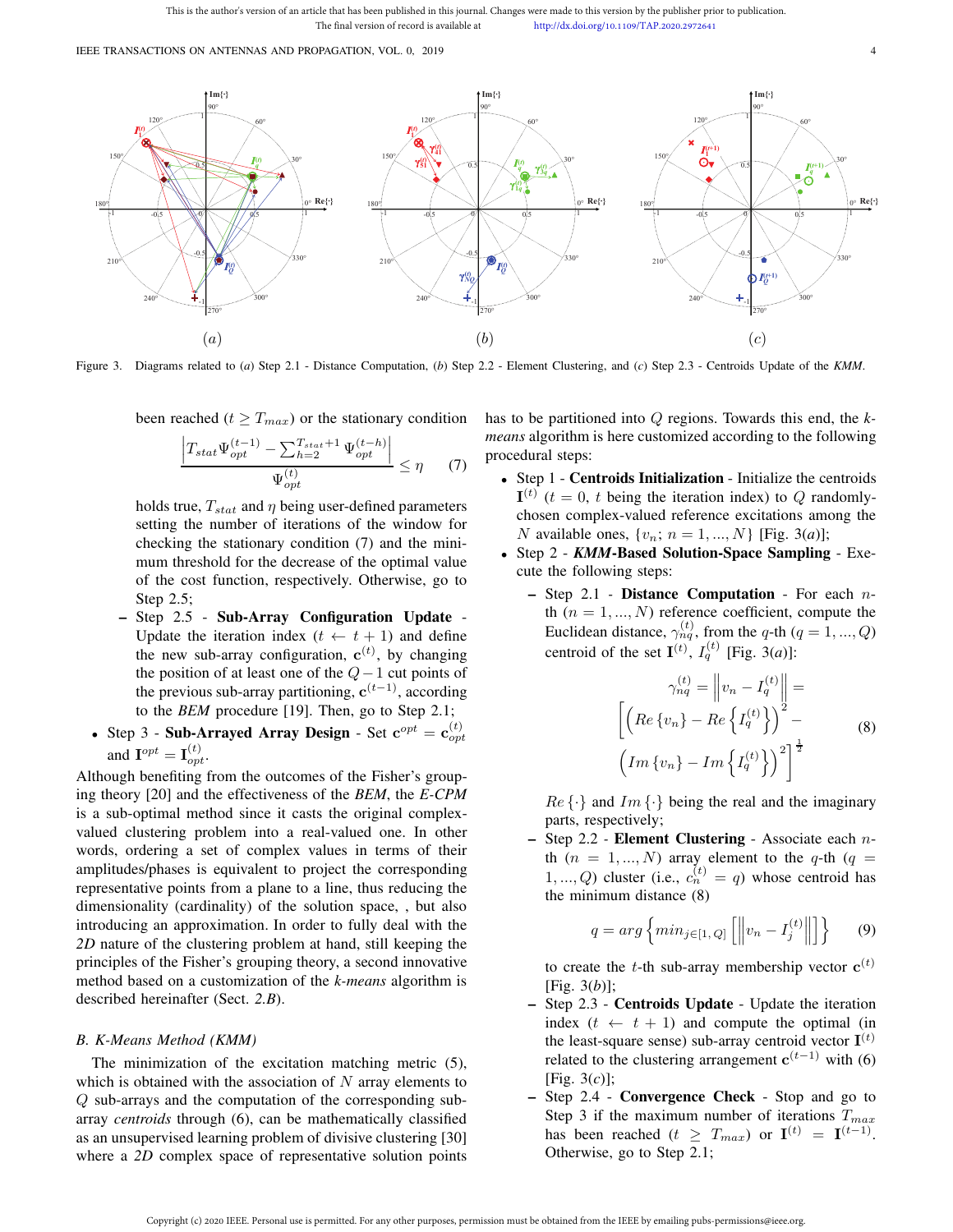Figure 3. Diagrams related to (*a*) Step 2.1 - Distance Computation, (*b*) Step 2.2 - Element Clustering, and (*c*) Step 2.3 - Centroids Update of the *KMM*.

been reached ($t \geq T_{max}$) or the stationary condition

$$\frac{\left|T_{stat}\Psi_{opt}^{(t-1)} - \sum_{h=2}^{T_{stat}+1}\Psi_{opt}^{(t-h)}\right|}{\Psi_{opt}^{(t)}} \leq \eta \quad (7)$$

holds true, $T_{stat}$ and $\eta$ being user-defined parameters setting the number of iterations of the window for checking the stationary condition (7) and the minimum threshold for the decrease of the optimal value of the cost function, respectively. Otherwise, go to Step 2.5;

- Step 2.5 - **Sub-Array Configuration Update** - Update the iteration index ($t \leftarrow t+1$) and define the new sub-array configuration, $\mathbf{c}^{(t)}$, by changing the position of at least one of the $Q-1$ cut points of the previous sub-array partitioning, $\mathbf{c}^{(t-1)}$, according to the *BEM* procedure [19]. Then, go to Step 2.1;

- Step 3 - **Sub-Arrayed Array Design** - Set $\mathbf{c}^{opt} = \mathbf{c}_{opt}^{(t)}$ and $\mathbf{I}^{opt} = \mathbf{I}_{opt}^{(t)}$.

Although benefiting from the outcomes of the Fisher's grouping theory [20] and the effectiveness of the *BEM*, the *E-CPM* is a sub-optimal method since it casts the original complex-valued clustering problem into a real-valued one. In other words, ordering a set of complex values in terms of their amplitudes/phases is equivalent to project the corresponding representative points from a plane to a line, thus reducing the dimensionality (cardinality) of the solution space, , but also introducing an approximation. In order to fully deal with the *2D* nature of the clustering problem at hand, still keeping the principles of the Fisher's grouping theory, a second innovative method based on a customization of the *k-means* algorithm is described hereinafter (Sect. *2.B*).

## B. K-Means Method (KMM)

The minimization of the excitation matching metric (5), which is obtained with the association of $N$ array elements to $Q$ sub-arrays and the computation of the corresponding sub-array *centroids* through (6), can be mathematically classified as an unsupervised learning problem of divisive clustering [30] where a *2D* complex space of representative solution points has to be partitioned into $Q$ regions. Towards this end, the *k-means* algorithm is here customized according to the following procedural steps:

- Step 1 - **Centroids Initialization** - Initialize the centroids $\mathbf{I}^{(t)}$ ($t = 0$, $t$ being the iteration index) to $Q$ randomly-chosen complex-valued reference excitations among the $N$ available ones, $\{v_n;\ n = 1, ..., N\}$ [Fig. 3(*a*)];
- Step 2 - ***KMM*-Based Solution-Space Sampling** - Execute the following steps:
  - Step 2.1 - **Distance Computation** - For each $n$-th ($n = 1, ..., N$) reference coefficient, compute the Euclidean distance, $\gamma_{nq}^{(t)}$, from the $q$-th ($q = 1, ..., Q$) centroid of the set $\mathbf{I}^{(t)}$, $I_q^{(t)}$ [Fig. 3(*a*)]:

$$\gamma_{nq}^{(t)} = \left\| v_n - I_q^{(t)} \right\| = \left[\left(Re\{v_n\} - Re\left\{I_q^{(t)}\right\}\right)^2 - \left(Im\{v_n\} - Im\left\{I_q^{(t)}\right\}\right)^2\right]^{\frac{1}{2}} \quad (8)$$

    $Re\{\cdot\}$ and $Im\{\cdot\}$ being the real and the imaginary parts, respectively;
  - Step 2.2 - **Element Clustering** - Associate each $n$-th ($n = 1, ..., N$) array element to the $q$-th ($q = 1, ..., Q$) cluster (i.e., $c_n^{(t)} = q$) whose centroid has the minimum distance (8)

$$q = arg\left\{min_{j\in[1,Q]}\left[\left\|v_n - I_j^{(t)}\right\|\right]\right\} \quad (9)$$

    to create the $t$-th sub-array membership vector $\mathbf{c}^{(t)}$ [Fig. 3(*b*)];
  - Step 2.3 - **Centroids Update** - Update the iteration index ($t \leftarrow t+1$) and compute the optimal (in the least-square sense) sub-array centroid vector $\mathbf{I}^{(t)}$ related to the clustering arrangement $\mathbf{c}^{(t-1)}$ with (6) [Fig. 3(*c*)];
  - Step 2.4 - **Convergence Check** - Stop and go to Step 3 if the maximum number of iterations $T_{max}$ has been reached ($t \geq T_{max}$) or $\mathbf{I}^{(t)} = \mathbf{I}^{(t-1)}$. Otherwise, go to Step 2.1;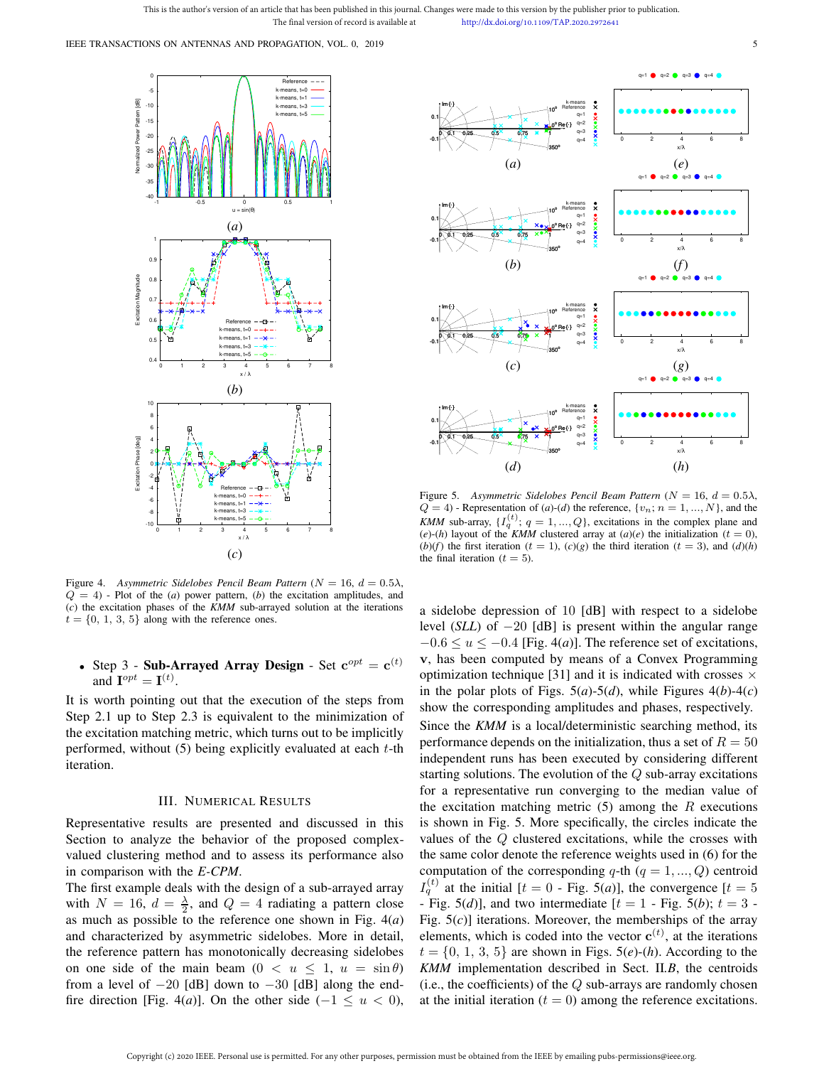Figure 4. *Asymmetric Sidelobes Pencil Beam Pattern* ($N = 16$, $d = 0.5\lambda$, $Q = 4$) - Plot of the (*a*) power pattern, (*b*) the excitation amplitudes, and (*c*) the excitation phases of the *KMM* sub-arrayed solution at the iterations $t = \{0,\ 1,\ 3,\ 5\}$ along with the reference ones.

Figure 5. *Asymmetric Sidelobes Pencil Beam Pattern* ($N = 16$, $d = 0.5\lambda$, $Q = 4$) - Representation of (*a*)-(*d*) the reference, $\{v_n; n = 1, ..., N\}$, and the *KMM* sub-array, $\{I_q^{(t)}; q = 1, ..., Q\}$, excitations in the complex plane and (*e*)-(*h*) layout of the *KMM* clustered array at (*a*)(*e*) the initialization ($t = 0$), (*b*)(*f*) the first iteration ($t = 1$), (*c*)(*g*) the third iteration ($t = 3$), and (*d*)(*h*) the final iteration ($t = 5$).

- Step 3 - **Sub-Arrayed Array Design** - Set $\mathbf{c}^{opt} = \mathbf{c}^{(t)}$ and $\mathbf{I}^{opt} = \mathbf{I}^{(t)}$.

It is worth pointing out that the execution of the steps from Step 2.1 up to Step 2.3 is equivalent to the minimization of the excitation matching metric, which turns out to be implicitly performed, without (5) being explicitly evaluated at each $t$-th iteration.

## III. Numerical Results

Representative results are presented and discussed in this Section to analyze the behavior of the proposed complex-valued clustering method and to assess its performance also in comparison with the *E-CPM*.

The first example deals with the design of a sub-arrayed array with $N = 16$, $d = \frac{\lambda}{2}$, and $Q = 4$ radiating a pattern close as much as possible to the reference one shown in Fig. 4(*a*) and characterized by asymmetric sidelobes. More in detail, the reference pattern has monotonically decreasing sidelobes on one side of the main beam ($0 < u \leq 1$, $u = \sin\theta$) from a level of $-20$ [dB] down to $-30$ [dB] along the end-fire direction [Fig. 4(*a*)]. On the other side ($-1 \leq u < 0$), a sidelobe depression of 10 [dB] with respect to a sidelobe level (*SLL*) of $-20$ [dB] is present within the angular range $-0.6 \leq u \leq -0.4$ [Fig. 4(*a*)]. The reference set of excitations, $\mathbf{v}$, has been computed by means of a Convex Programming optimization technique [31] and it is indicated with crosses $\times$ in the polar plots of Figs. 5(*a*)-5(*d*), while Figures 4(*b*)-4(*c*) show the corresponding amplitudes and phases, respectively. Since the *KMM* is a local/deterministic searching method, its performance depends on the initialization, thus a set of $R = 50$ independent runs has been executed by considering different starting solutions. The evolution of the $Q$ sub-array excitations for a representative run converging to the median value of the excitation matching metric (5) among the $R$ executions is shown in Fig. 5. More specifically, the circles indicate the values of the $Q$ clustered excitations, while the crosses with the same color denote the reference weights used in (6) for the computation of the corresponding $q$-th ($q = 1, ..., Q$) centroid $I_q^{(t)}$ at the initial [$t = 0$ - Fig. 5(*a*)], the convergence [$t = 5$ - Fig. 5(*d*)], and two intermediate [$t = 1$ - Fig. 5(*b*); $t = 3$ - Fig. 5(*c*)] iterations. Moreover, the memberships of the array elements, which is coded into the vector $\mathbf{c}^{(t)}$, at the iterations $t = \{0,\ 1,\ 3,\ 5\}$ are shown in Figs. 5(*e*)-(*h*). According to the *KMM* implementation described in Sect. II.*B*, the centroids (i.e., the coefficients) of the $Q$ sub-arrays are randomly chosen at the initial iteration ($t = 0$) among the reference excitations.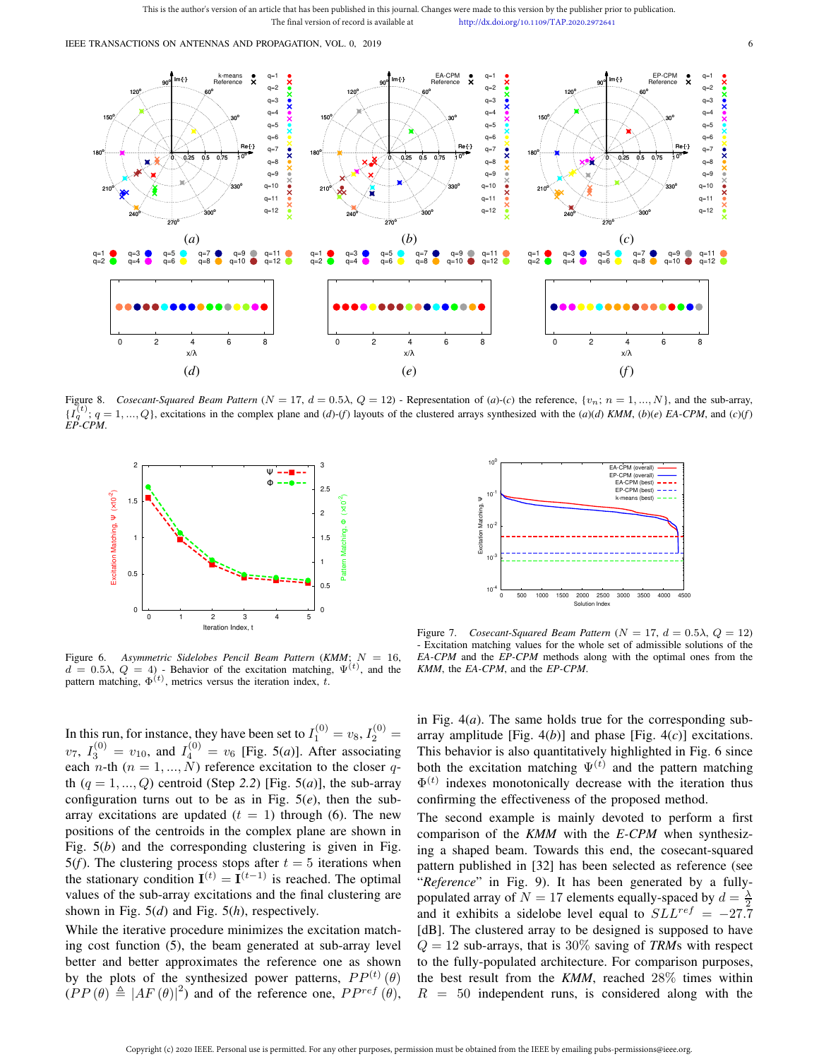This is the author's version of an article that has been published in this journal. Changes were made to this version by the publisher prior to publication.
The final version of record is available at http://dx.doi.org/10.1109/TAP.2020.2972641

Figure 8. *Cosecant-Squared Beam Pattern* ($N = 17$, $d = 0.5\lambda$, $Q = 12$) - Representation of (*a*)-(*c*) the reference, $\{v_n;\, n = 1, ..., N\}$, and the sub-array, $\{I_q^{(t)};\, q = 1, ..., Q\}$, excitations in the complex plane and (*d*)-(*f*) layouts of the clustered arrays synthesized with the (*a*)(*d*) *KMM*, (*b*)(*e*) *EA-CPM*, and (*c*)(*f*) *EP-CPM*.

Figure 6. *Asymmetric Sidelobes Pencil Beam Pattern* (*KMM*; $N = 16$, $d = 0.5\lambda$, $Q = 4$) - Behavior of the excitation matching, $\Psi^{(t)}$, and the pattern matching, $\Phi^{(t)}$, metrics versus the iteration index, $t$.

Figure 7. *Cosecant-Squared Beam Pattern* ($N = 17$, $d = 0.5\lambda$, $Q = 12$) - Excitation matching values for the whole set of admissible solutions of the *EA-CPM* and the *EP-CPM* methods along with the optimal ones from the *KMM*, the *EA-CPM*, and the *EP-CPM*.

In this run, for instance, they have been set to $I_1^{(0)} = v_8$, $I_2^{(0)} = v_7$, $I_3^{(0)} = v_{10}$, and $I_4^{(0)} = v_6$ [Fig. 5(*a*)]. After associating each $n$-th ($n = 1, ..., N$) reference excitation to the closer $q$-th ($q = 1, ..., Q$) centroid (Step *2.2*) [Fig. 5(*a*)], the sub-array configuration turns out to be as in Fig. 5(*e*), then the sub-array excitations are updated ($t = 1$) through (6). The new positions of the centroids in the complex plane are shown in Fig. 5(*b*) and the corresponding clustering is given in Fig. 5(*f*). The clustering process stops after $t = 5$ iterations when the stationary condition $\mathbf{I}^{(t)} = \mathbf{I}^{(t-1)}$ is reached. The optimal values of the sub-array excitations and the final clustering are shown in Fig. 5(*d*) and Fig. 5(*h*), respectively.

While the iterative procedure minimizes the excitation matching cost function (5), the beam generated at sub-array level better and better approximates the reference one as shown by the plots of the synthesized power patterns, $PP^{(t)}(\theta)$ ($PP(\theta) \triangleq |AF(\theta)|^2$) and of the reference one, $PP^{ref}(\theta)$, in Fig. 4(*a*). The same holds true for the corresponding sub-array amplitude [Fig. 4(*b*)] and phase [Fig. 4(*c*)] excitations. This behavior is also quantitatively highlighted in Fig. 6 since both the excitation matching $\Psi^{(t)}$ and the pattern matching $\Phi^{(t)}$ indexes monotonically decrease with the iteration thus confirming the effectiveness of the proposed method.

The second example is mainly devoted to perform a first comparison of the *KMM* with the *E-CPM* when synthesizing a shaped beam. Towards this end, the cosecant-squared pattern published in [32] has been selected as reference (see "*Reference*" in Fig. 9). It has been generated by a fully-populated array of $N = 17$ elements equally-spaced by $d = \frac{\lambda}{2}$ and it exhibits a sidelobe level equal to $SLL^{ref} = -27.7$ [dB]. The clustered array to be designed is supposed to have $Q = 12$ sub-arrays, that is $30\%$ saving of *TRM*s with respect to the fully-populated architecture. For comparison purposes, the best result from the *KMM*, reached $28\%$ times within $R = 50$ independent runs, is considered along with the

Copyright (c) 2020 IEEE. Personal use is permitted. For any other purposes, permission must be obtained from the IEEE by emailing pubs-permissions@ieee.org.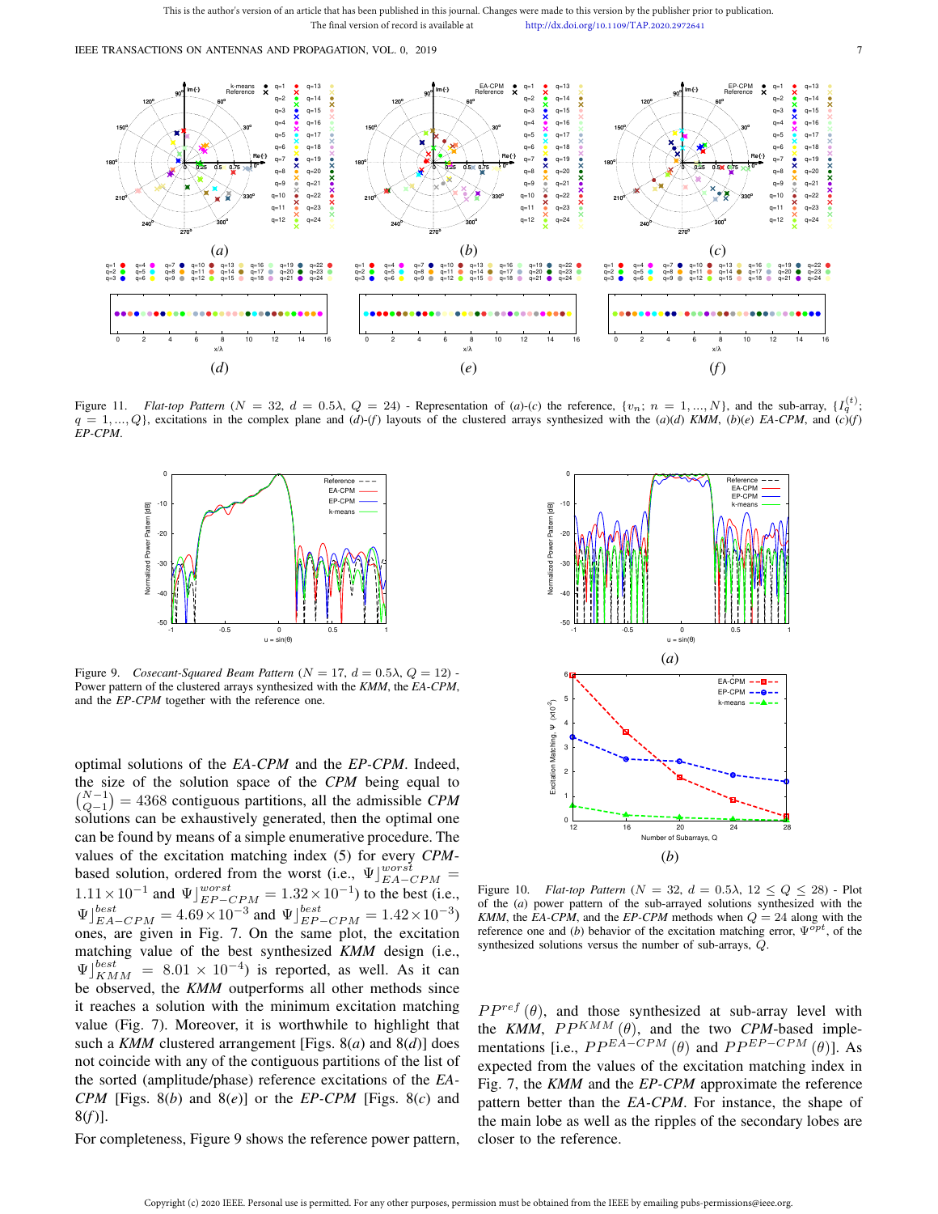This is the author's version of an article that has been published in this journal. Changes were made to this version by the publisher prior to publication.
The final version of record is available at http://dx.doi.org/10.1109/TAP.2020.2972641

Figure 11. *Flat-top Pattern* ($N = 32$, $d = 0.5\lambda$, $Q = 24$) - Representation of (*a*)-(*c*) the reference, $\{v_n;\ n = 1, ..., N\}$, and the sub-array, $\{I_q^{(t)};\ q = 1, ..., Q\}$, excitations in the complex plane and (*d*)-(*f*) layouts of the clustered arrays synthesized with the (*a*)(*d*) *KMM*, (*b*)(*e*) *EA-CPM*, and (*c*)(*f*) *EP-CPM*.

Figure 9. *Cosecant-Squared Beam Pattern* ($N = 17$, $d = 0.5\lambda$, $Q = 12$) - Power pattern of the clustered arrays synthesized with the *KMM*, the *EA-CPM*, and the *EP-CPM* together with the reference one.

Figure 10. *Flat-top Pattern* ($N = 32$, $d = 0.5\lambda$, $12 \le Q \le 28$) - Plot of the (*a*) power pattern of the sub-arrayed solutions synthesized with the *KMM*, the *EA-CPM*, and the *EP-CPM* methods when $Q = 24$ along with the reference one and (*b*) behavior of the excitation matching error, $\Psi^{opt}$, of the synthesized solutions versus the number of sub-arrays, $Q$.

optimal solutions of the *EA-CPM* and the *EP-CPM*. Indeed, the size of the solution space of the *CPM* being equal to $\binom{N-1}{Q-1} = 4368$ contiguous partitions, all the admissible *CPM* solutions can be exhaustively generated, then the optimal one can be found by means of a simple enumerative procedure. The values of the excitation matching index (5) for every *CPM*-based solution, ordered from the worst (i.e., $\Psi\rfloor_{EA-CPM}^{worst} = 1.11 \times 10^{-1}$ and $\Psi\rfloor_{EP-CPM}^{worst} = 1.32 \times 10^{-1}$) to the best (i.e., $\Psi\rfloor_{EA-CPM}^{best} = 4.69 \times 10^{-3}$ and $\Psi\rfloor_{EP-CPM}^{best} = 1.42 \times 10^{-3}$) ones, are given in Fig. 7. On the same plot, the excitation matching value of the best synthesized *KMM* design (i.e., $\Psi\rfloor_{KMM}^{best} = 8.01 \times 10^{-4}$) is reported, as well. As it can be observed, the *KMM* outperforms all other methods since it reaches a solution with the minimum excitation matching value (Fig. 7). Moreover, it is worthwhile to highlight that such a *KMM* clustered arrangement [Figs. 8(*a*) and 8(*d*)] does not coincide with any of the contiguous partitions of the list of the sorted (amplitude/phase) reference excitations of the *EA-CPM* [Figs. 8(*b*) and 8(*e*)] or the *EP-CPM* [Figs. 8(*c*) and 8(*f*)].

For completeness, Figure 9 shows the reference power pattern, $PP^{ref}(\theta)$, and those synthesized at sub-array level with the *KMM*, $PP^{KMM}(\theta)$, and the two *CPM*-based implementations [i.e., $PP^{EA-CPM}(\theta)$ and $PP^{EP-CPM}(\theta)$]. As expected from the values of the excitation matching index in Fig. 7, the *KMM* and the *EP-CPM* approximate the reference pattern better than the *EA-CPM*. For instance, the shape of the main lobe as well as the ripples of the secondary lobes are closer to the reference.

Copyright (c) 2020 IEEE. Personal use is permitted. For any other purposes, permission must be obtained from the IEEE by emailing pubs-permissions@ieee.org.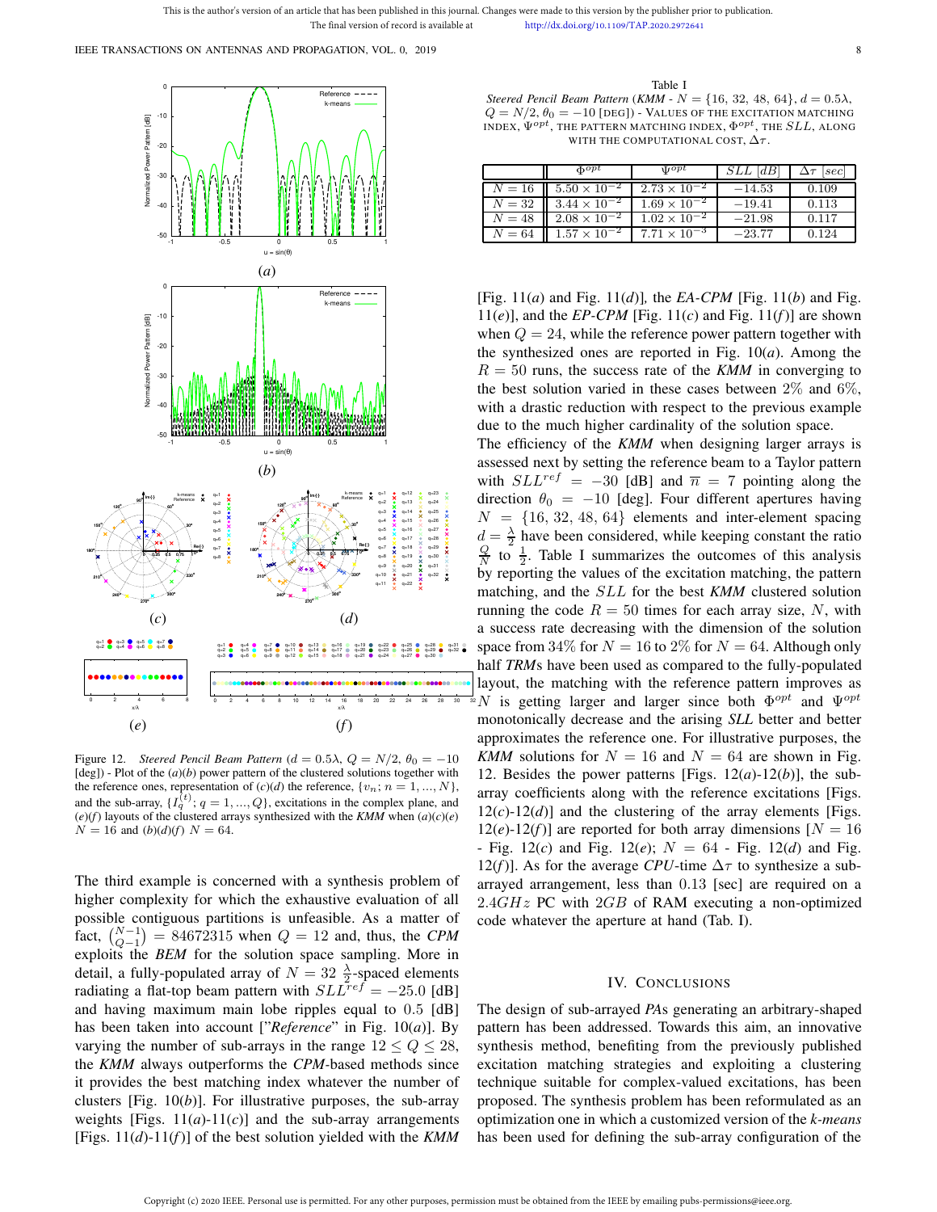Figure 12. *Steered Pencil Beam Pattern* ($d = 0.5\lambda$, $Q = N/2$, $\theta_0 = -10$ [deg]) - Plot of the $(a)(b)$ power pattern of the clustered solutions together with the reference ones, representation of $(c)(d)$ the reference, $\{v_n; n = 1, ..., N\}$, and the sub-array, $\{I_q^{(t)}; q = 1, ..., Q\}$, excitations in the complex plane, and $(e)(f)$ layouts of the clustered arrays synthesized with the *KMM* when $(a)(c)(e)$ $N = 16$ and $(b)(d)(f)$ $N = 64$.

The third example is concerned with a synthesis problem of higher complexity for which the exhaustive evaluation of all possible contiguous partitions is unfeasible. As a matter of fact, $\binom{N-1}{Q-1} = 84672315$ when $Q = 12$ and, thus, the *CPM* exploits the *BEM* for the solution space sampling. More in detail, a fully-populated array of $N = 32$ $\frac{\lambda}{2}$-spaced elements radiating a flat-top beam pattern with $SLL^{ref} = -25.0$ [dB] and having maximum main lobe ripples equal to $0.5$ [dB] has been taken into account ["*Reference*" in Fig. 10$(a)$]. By varying the number of sub-arrays in the range $12 \leq Q \leq 28$, the *KMM* always outperforms the *CPM*-based methods since it provides the best matching index whatever the number of clusters [Fig. 10$(b)$]. For illustrative purposes, the sub-array weights [Figs. 11$(a)$-11$(c)$] and the sub-array arrangements [Figs. 11$(d)$-11$(f)$] of the best solution yielded with the *KMM* [Fig. 11$(a)$ and Fig. 11$(d)$], the *EA-CPM* [Fig. 11$(b)$ and Fig. 11$(e)$], and the *EP-CPM* [Fig. 11$(c)$ and Fig. 11$(f)$] are shown when $Q = 24$, while the reference power pattern together with the synthesized ones are reported in Fig. 10$(a)$. Among the $R = 50$ runs, the success rate of the *KMM* in converging to the best solution varied in these cases between $2\%$ and $6\%$, with a drastic reduction with respect to the previous example due to the much higher cardinality of the solution space.

Table I
*Steered Pencil Beam Pattern* (*KMM* - $N = \{16, 32, 48, 64\}$, $d = 0.5\lambda$, $Q = N/2$, $\theta_0 = -10$ [DEG]) - VALUES OF THE EXCITATION MATCHING INDEX, $\Psi^{opt}$, THE PATTERN MATCHING INDEX, $\Phi^{opt}$, THE $SLL$, ALONG WITH THE COMPUTATIONAL COST, $\Delta\tau$.

| | $\Phi^{opt}$ | $\Psi^{opt}$ | $SLL$ [dB] | $\Delta\tau$ [sec] |
|---|---|---|---|---|
| $N = 16$ | $5.50 \times 10^{-2}$ | $2.73 \times 10^{-2}$ | $-14.53$ | $0.109$ |
| $N = 32$ | $3.44 \times 10^{-2}$ | $1.69 \times 10^{-2}$ | $-19.41$ | $0.113$ |
| $N = 48$ | $2.08 \times 10^{-2}$ | $1.02 \times 10^{-2}$ | $-21.98$ | $0.117$ |
| $N = 64$ | $1.57 \times 10^{-2}$ | $7.71 \times 10^{-3}$ | $-23.77$ | $0.124$ |

The efficiency of the *KMM* when designing larger arrays is assessed next by setting the reference beam to a Taylor pattern with $SLL^{ref} = -30$ [dB] and $\overline{n} = 7$ pointing along the direction $\theta_0 = -10$ [deg]. Four different apertures having $N = \{16, 32, 48, 64\}$ elements and inter-element spacing $d = \frac{\lambda}{2}$ have been considered, while keeping constant the ratio $\frac{Q}{N}$ to $\frac{1}{2}$. Table I summarizes the outcomes of this analysis by reporting the values of the excitation matching, the pattern matching, and the $SLL$ for the best *KMM* clustered solution running the code $R = 50$ times for each array size, $N$, with a success rate decreasing with the dimension of the solution space from $34\%$ for $N = 16$ to $2\%$ for $N = 64$. Although only half *TRM*s have been used as compared to the fully-populated layout, the matching with the reference pattern improves as $N$ is getting larger and larger since both $\Phi^{opt}$ and $\Psi^{opt}$ monotonically decrease and the arising *SLL* better and better approximates the reference one. For illustrative purposes, the *KMM* solutions for $N = 16$ and $N = 64$ are shown in Fig. 12. Besides the power patterns [Figs. 12$(a)$-12$(b)$], the sub-array coefficients along with the reference excitations [Figs. 12$(c)$-12$(d)$] and the clustering of the array elements [Figs. 12$(e)$-12$(f)$] are reported for both array dimensions [$N = 16$ - Fig. 12$(c)$ and Fig. 12$(e)$; $N = 64$ - Fig. 12$(d)$ and Fig. 12$(f)$]. As for the average *CPU*-time $\Delta\tau$ to synthesize a sub-arrayed arrangement, less than $0.13$ [sec] are required on a $2.4GHz$ PC with $2GB$ of RAM executing a non-optimized code whatever the aperture at hand (Tab. I).

## IV. Conclusions

The design of sub-arrayed *PA*s generating an arbitrary-shaped pattern has been addressed. Towards this aim, an innovative synthesis method, benefiting from the previously published excitation matching strategies and exploiting a clustering technique suitable for complex-valued excitations, has been proposed. The synthesis problem has been reformulated as an optimization one in which a customized version of the *k-means* has been used for defining the sub-array configuration of the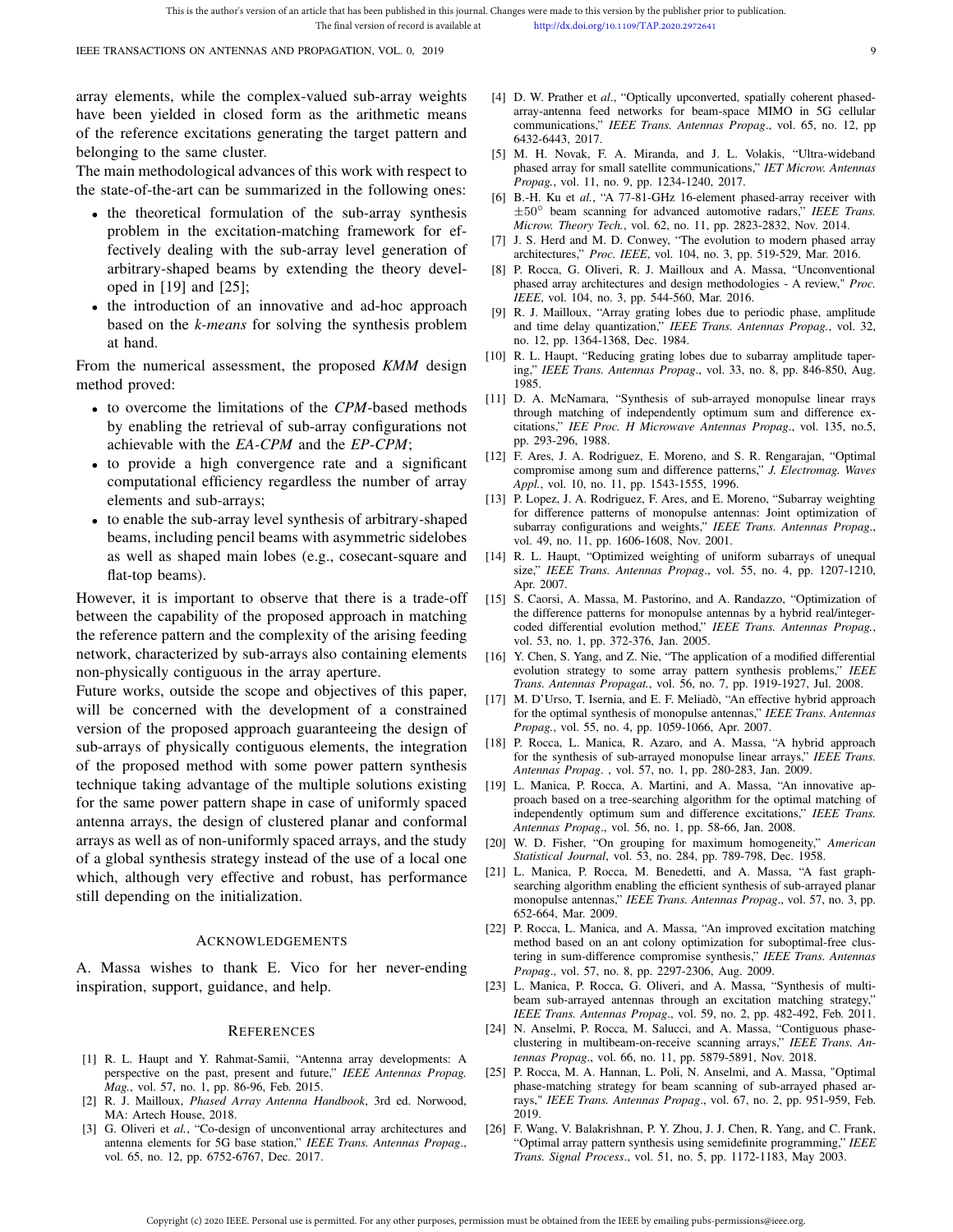array elements, while the complex-valued sub-array weights have been yielded in closed form as the arithmetic means of the reference excitations generating the target pattern and belonging to the same cluster.

The main methodological advances of this work with respect to the state-of-the-art can be summarized in the following ones:

- the theoretical formulation of the sub-array synthesis problem in the excitation-matching framework for effectively dealing with the sub-array level generation of arbitrary-shaped beams by extending the theory developed in [19] and [25];
- the introduction of an innovative and ad-hoc approach based on the *k-means* for solving the synthesis problem at hand.

From the numerical assessment, the proposed *KMM* design method proved:

- to overcome the limitations of the *CPM*-based methods by enabling the retrieval of sub-array configurations not achievable with the *EA-CPM* and the *EP-CPM*;
- to provide a high convergence rate and a significant computational efficiency regardless the number of array elements and sub-arrays;
- to enable the sub-array level synthesis of arbitrary-shaped beams, including pencil beams with asymmetric sidelobes as well as shaped main lobes (e.g., cosecant-square and flat-top beams).

However, it is important to observe that there is a trade-off between the capability of the proposed approach in matching the reference pattern and the complexity of the arising feeding network, characterized by sub-arrays also containing elements non-physically contiguous in the array aperture.

Future works, outside the scope and objectives of this paper, will be concerned with the development of a constrained version of the proposed approach guaranteeing the design of sub-arrays of physically contiguous elements, the integration of the proposed method with some power pattern synthesis technique taking advantage of the multiple solutions existing for the same power pattern shape in case of uniformly spaced antenna arrays, the design of clustered planar and conformal arrays as well as of non-uniformly spaced arrays, and the study of a global synthesis strategy instead of the use of a local one which, although very effective and robust, has performance still depending on the initialization.

## Acknowledgements

A. Massa wishes to thank E. Vico for her never-ending inspiration, support, guidance, and help.

## References

[1] R. L. Haupt and Y. Rahmat-Samii, "Antenna array developments: A perspective on the past, present and future," *IEEE Antennas Propag. Mag.*, vol. 57, no. 1, pp. 86-96, Feb. 2015.

[2] R. J. Mailloux, *Phased Array Antenna Handbook*, 3rd ed. Norwood, MA: Artech House, 2018.

[3] G. Oliveri et *al.*, "Co-design of unconventional array architectures and antenna elements for 5G base station," *IEEE Trans. Antennas Propag.*, vol. 65, no. 12, pp. 6752-6767, Dec. 2017.

[4] D. W. Prather et *al.*, "Optically upconverted, spatially coherent phased-array-antenna feed networks for beam-space MIMO in 5G cellular communications," *IEEE Trans. Antennas Propag.*, vol. 65, no. 12, pp 6432-6443, 2017.

[5] M. H. Novak, F. A. Miranda, and J. L. Volakis, "Ultra-wideband phased array for small satellite communications," *IET Microw. Antennas Propag.*, vol. 11, no. 9, pp. 1234-1240, 2017.

[6] B.-H. Ku et *al.*, "A 77-81-GHz 16-element phased-array receiver with $\pm 50^{\circ}$ beam scanning for advanced automotive radars," *IEEE Trans. Microw. Theory Tech.*, vol. 62, no. 11, pp. 2823-2832, Nov. 2014.

[7] J. S. Herd and M. D. Conwey, "The evolution to modern phased array architectures," *Proc. IEEE*, vol. 104, no. 3, pp. 519-529, Mar. 2016.

[8] P. Rocca, G. Oliveri, R. J. Mailloux and A. Massa, "Unconventional phased array architectures and design methodologies - A review," *Proc. IEEE*, vol. 104, no. 3, pp. 544-560, Mar. 2016.

[9] R. J. Mailloux, "Array grating lobes due to periodic phase, amplitude and time delay quantization," *IEEE Trans. Antennas Propag.*, vol. 32, no. 12, pp. 1364-1368, Dec. 1984.

[10] R. L. Haupt, "Reducing grating lobes due to subarray amplitude tapering," *IEEE Trans. Antennas Propag.*, vol. 33, no. 8, pp. 846-850, Aug. 1985.

[11] D. A. McNamara, "Synthesis of sub-arrayed monopulse linear rrays through matching of independently optimum sum and difference excitations," *IEE Proc. H Microwave Antennas Propag.*, vol. 135, no.5, pp. 293-296, 1988.

[12] F. Ares, J. A. Rodriguez, E. Moreno, and S. R. Rengarajan, "Optimal compromise among sum and difference patterns," *J. Electromag. Waves Appl.*, vol. 10, no. 11, pp. 1543-1555, 1996.

[13] P. Lopez, J. A. Rodriguez, F. Ares, and E. Moreno, "Subarray weighting for difference patterns of monopulse antennas: Joint optimization of subarray configurations and weights," *IEEE Trans. Antennas Propag.*, vol. 49, no. 11, pp. 1606-1608, Nov. 2001.

[14] R. L. Haupt, "Optimized weighting of uniform subarrays of unequal size," *IEEE Trans. Antennas Propag.*, vol. 55, no. 4, pp. 1207-1210, Apr. 2007.

[15] S. Caorsi, A. Massa, M. Pastorino, and A. Randazzo, "Optimization of the difference patterns for monopulse antennas by a hybrid real/integer-coded differential evolution method," *IEEE Trans. Antennas Propag.*, vol. 53, no. 1, pp. 372-376, Jan. 2005.

[16] Y. Chen, S. Yang, and Z. Nie, "The application of a modified differential evolution strategy to some array pattern synthesis problems," *IEEE Trans. Antennas Propagat.*, vol. 56, no. 7, pp. 1919-1927, Jul. 2008.

[17] M. D'Urso, T. Isernia, and E. F. Meliadò, "An effective hybrid approach for the optimal synthesis of monopulse antennas," *IEEE Trans. Antennas Propag.*, vol. 55, no. 4, pp. 1059-1066, Apr. 2007.

[18] P. Rocca, L. Manica, R. Azaro, and A. Massa, "A hybrid approach for the synthesis of sub-arrayed monopulse linear arrays," *IEEE Trans. Antennas Propag.* , vol. 57, no. 1, pp. 280-283, Jan. 2009.

[19] L. Manica, P. Rocca, A. Martini, and A. Massa, "An innovative approach based on a tree-searching algorithm for the optimal matching of independently optimum sum and difference excitations," *IEEE Trans. Antennas Propag.*, vol. 56, no. 1, pp. 58-66, Jan. 2008.

[20] W. D. Fisher, "On grouping for maximum homogeneity," *American Statistical Journal*, vol. 53, no. 284, pp. 789-798, Dec. 1958.

[21] L. Manica, P. Rocca, M. Benedetti, and A. Massa, "A fast graph-searching algorithm enabling the efficient synthesis of sub-arrayed planar monopulse antennas," *IEEE Trans. Antennas Propag.*, vol. 57, no. 3, pp. 652-664, Mar. 2009.

[22] P. Rocca, L. Manica, and A. Massa, "An improved excitation matching method based on an ant colony optimization for suboptimal-free clustering in sum-difference compromise synthesis," *IEEE Trans. Antennas Propag.*, vol. 57, no. 8, pp. 2297-2306, Aug. 2009.

[23] L. Manica, P. Rocca, G. Oliveri, and A. Massa, "Synthesis of multi-beam sub-arrayed antennas through an excitation matching strategy," *IEEE Trans. Antennas Propag.*, vol. 59, no. 2, pp. 482-492, Feb. 2011.

[24] N. Anselmi, P. Rocca, M. Salucci, and A. Massa, "Contiguous phase-clustering in multibeam-on-receive scanning arrays," *IEEE Trans. Antennas Propag.*, vol. 66, no. 11, pp. 5879-5891, Nov. 2018.

[25] P. Rocca, M. A. Hannan, L. Poli, N. Anselmi, and A. Massa, "Optimal phase-matching strategy for beam scanning of sub-arrayed phased arrays," *IEEE Trans. Antennas Propag.*, vol. 67, no. 2, pp. 951-959, Feb. 2019.

[26] F. Wang, V. Balakrishnan, P. Y. Zhou, J. J. Chen, R. Yang, and C. Frank, "Optimal array pattern synthesis using semidefinite programming," *IEEE Trans. Signal Process.*, vol. 51, no. 5, pp. 1172-1183, May 2003.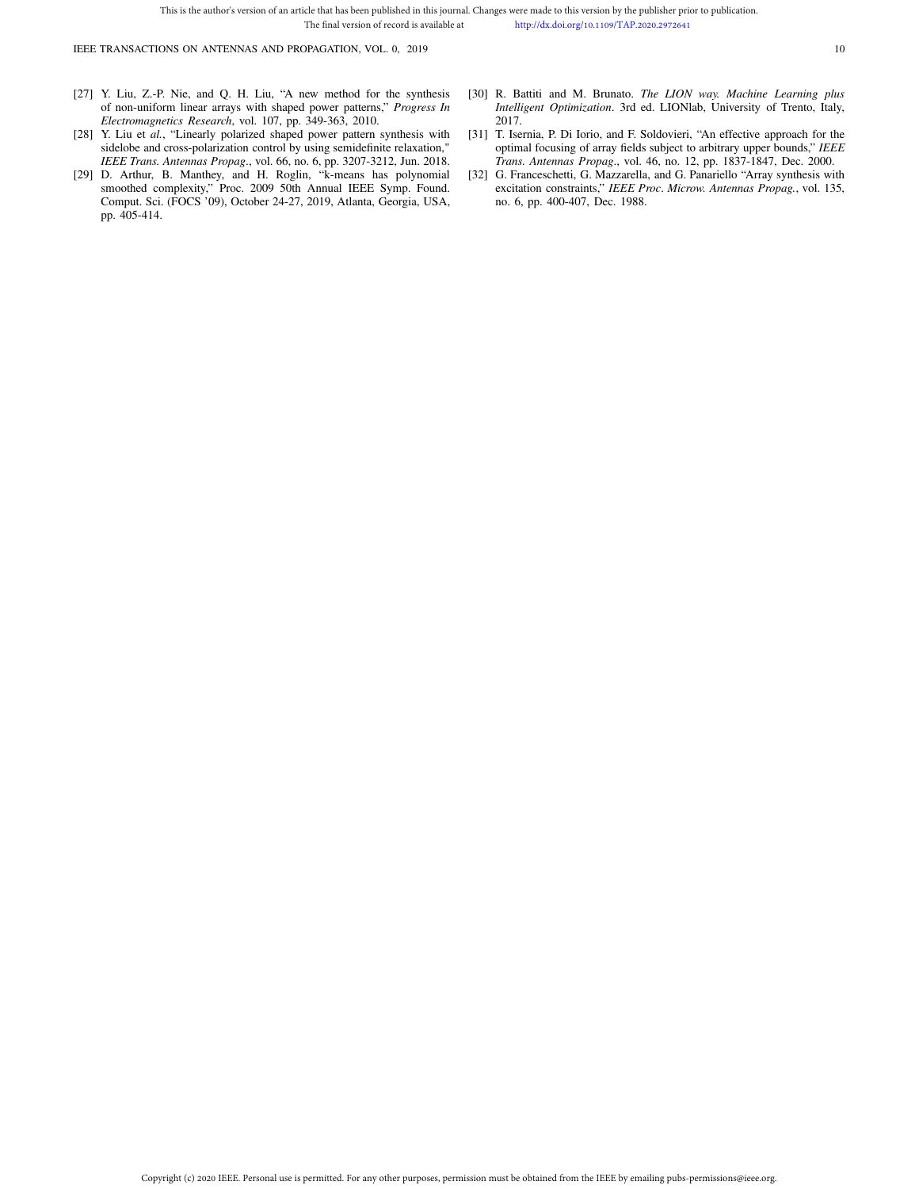[27] Y. Liu, Z.-P. Nie, and Q. H. Liu, "A new method for the synthesis of non-uniform linear arrays with shaped power patterns," *Progress In Electromagnetics Research*, vol. 107, pp. 349-363, 2010.

[28] Y. Liu et *al.*, "Linearly polarized shaped power pattern synthesis with sidelobe and cross-polarization control by using semidefinite relaxation," *IEEE Trans. Antennas Propag*., vol. 66, no. 6, pp. 3207-3212, Jun. 2018.

[29] D. Arthur, B. Manthey, and H. Roglin, "k-means has polynomial smoothed complexity," Proc. 2009 50th Annual IEEE Symp. Found. Comput. Sci. (FOCS '09), October 24-27, 2019, Atlanta, Georgia, USA, pp. 405-414.

[30] R. Battiti and M. Brunato. *The LION way. Machine Learning plus Intelligent Optimization*. 3rd ed. LIONlab, University of Trento, Italy, 2017.

[31] T. Isernia, P. Di Iorio, and F. Soldovieri, "An effective approach for the optimal focusing of array fields subject to arbitrary upper bounds," *IEEE Trans. Antennas Propag*., vol. 46, no. 12, pp. 1837-1847, Dec. 2000.

[32] G. Franceschetti, G. Mazzarella, and G. Panariello "Array synthesis with excitation constraints," *IEEE Proc. Microw. Antennas Propag.*, vol. 135, no. 6, pp. 400-407, Dec. 1988.